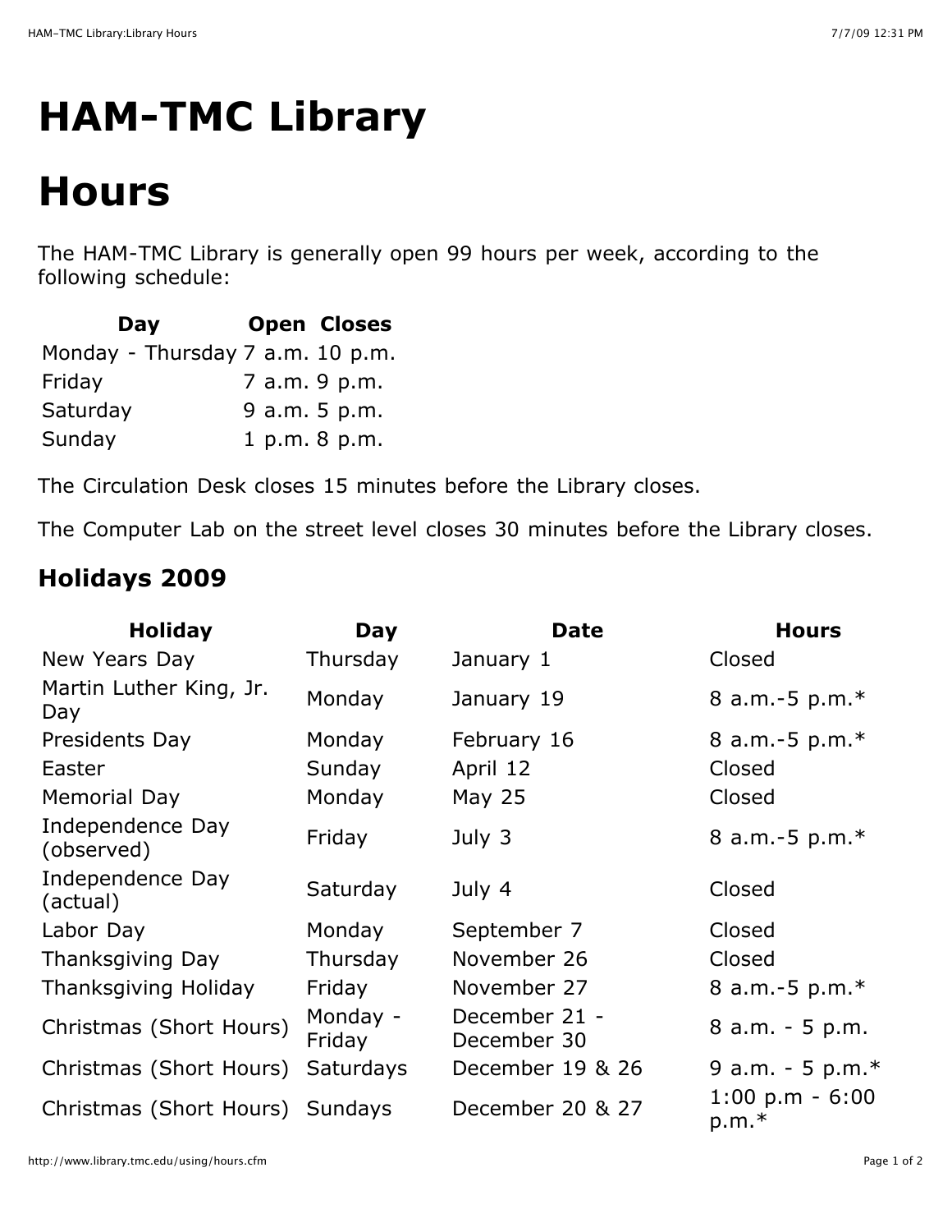# HAM-TMC Library

# Hours

The HAM-TMC Library is generally open 99 hours per week, according to the following schedule:

| Day | Open | Closes |
|---|---|---|
| Monday - Thursday | 7 a.m. | 10 p.m. |
| Friday | 7 a.m. | 9 p.m. |
| Saturday | 9 a.m. | 5 p.m. |
| Sunday | 1 p.m. | 8 p.m. |

The Circulation Desk closes 15 minutes before the Library closes.

The Computer Lab on the street level closes 30 minutes before the Library closes.

## Holidays 2009

| Holiday | Day | Date | Hours |
|---|---|---|---|
| New Years Day | Thursday | January 1 | Closed |
| Martin Luther King, Jr. Day | Monday | January 19 | 8 a.m.-5 p.m.* |
| Presidents Day | Monday | February 16 | 8 a.m.-5 p.m.* |
| Easter | Sunday | April 12 | Closed |
| Memorial Day | Monday | May 25 | Closed |
| Independence Day (observed) | Friday | July 3 | 8 a.m.-5 p.m.* |
| Independence Day (actual) | Saturday | July 4 | Closed |
| Labor Day | Monday | September 7 | Closed |
| Thanksgiving Day | Thursday | November 26 | Closed |
| Thanksgiving Holiday | Friday | November 27 | 8 a.m.-5 p.m.* |
| Christmas (Short Hours) | Monday - Friday | December 21 - December 30 | 8 a.m. - 5 p.m. |
| Christmas (Short Hours) | Saturdays | December 19 & 26 | 9 a.m. - 5 p.m.* |
| Christmas (Short Hours) | Sundays | December 20 & 27 | 1:00 p.m - 6:00 p.m.* |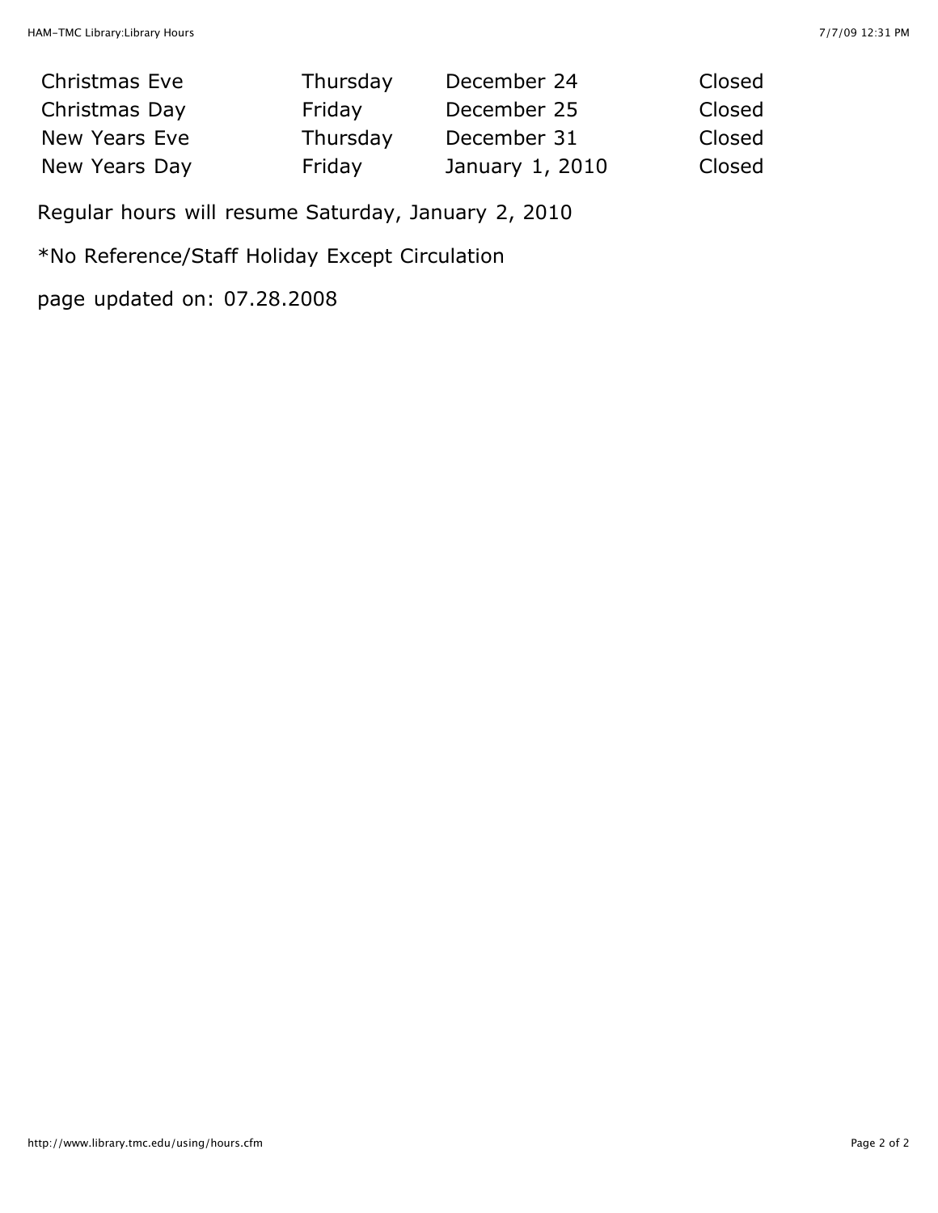| | | | |
|---|---|---|---|
| Christmas Eve | Thursday | December 24 | Closed |
| Christmas Day | Friday | December 25 | Closed |
| New Years Eve | Thursday | December 31 | Closed |
| New Years Day | Friday | January 1, 2010 | Closed |

Regular hours will resume Saturday, January 2, 2010

*No Reference/Staff Holiday Except Circulation

page updated on: 07.28.2008